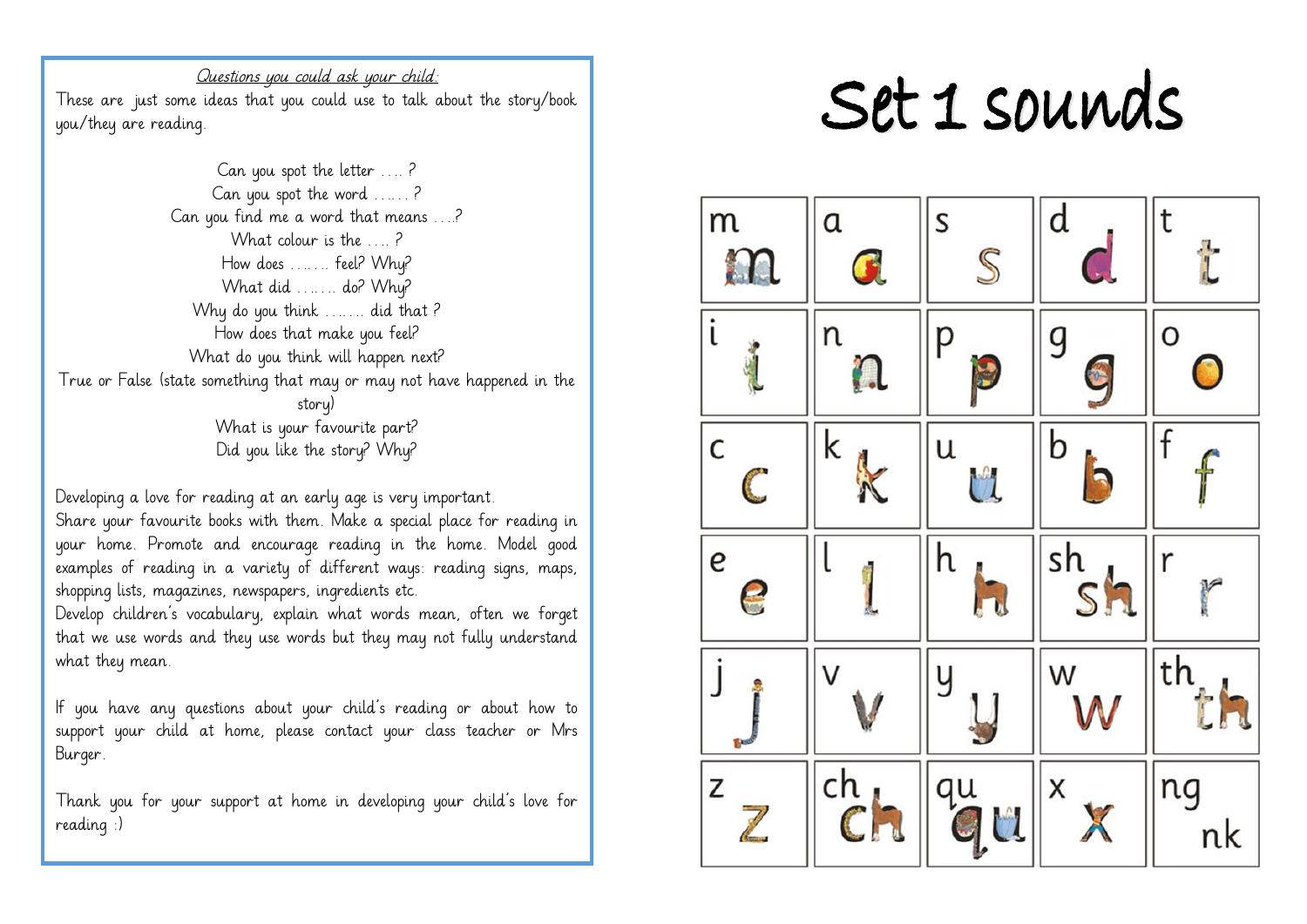*Questions you could ask your child:*

These are just some ideas that you could use to talk about the story/book you/they are reading.

Can you spot the letter …. ?
Can you spot the word …… ?
Can you find me a word that means ….?
What colour is the …. ?
How does ……. feel? Why?
What did ……. do? Why?
Why do you think ……. did that ?
How does that make you feel?
What do you think will happen next?
True or False (state something that may or may not have happened in the story)
What is your favourite part?
Did you like the story? Why?

Developing a love for reading at an early age is very important.
Share your favourite books with them. Make a special place for reading in your home. Promote and encourage reading in the home. Model good examples of reading in a variety of different ways: reading signs, maps, shopping lists, magazines, newspapers, ingredients etc.
Develop children's vocabulary, explain what words mean, often we forget that we use words and they use words but they may not fully understand what they mean.

If you have any questions about your child's reading or about how to support your child at home, please contact your class teacher or Mrs Burger.

Thank you for your support at home in developing your child's love for reading :)

# Set 1 sounds

| m | a | s | d | t |
|---|---|---|---|---|
| i | n | p | g | o |
| c | k | u | b | f |
| e | l | h | sh | r |
| j | v | y | w | th |
| z | ch | qu | x | ng nk |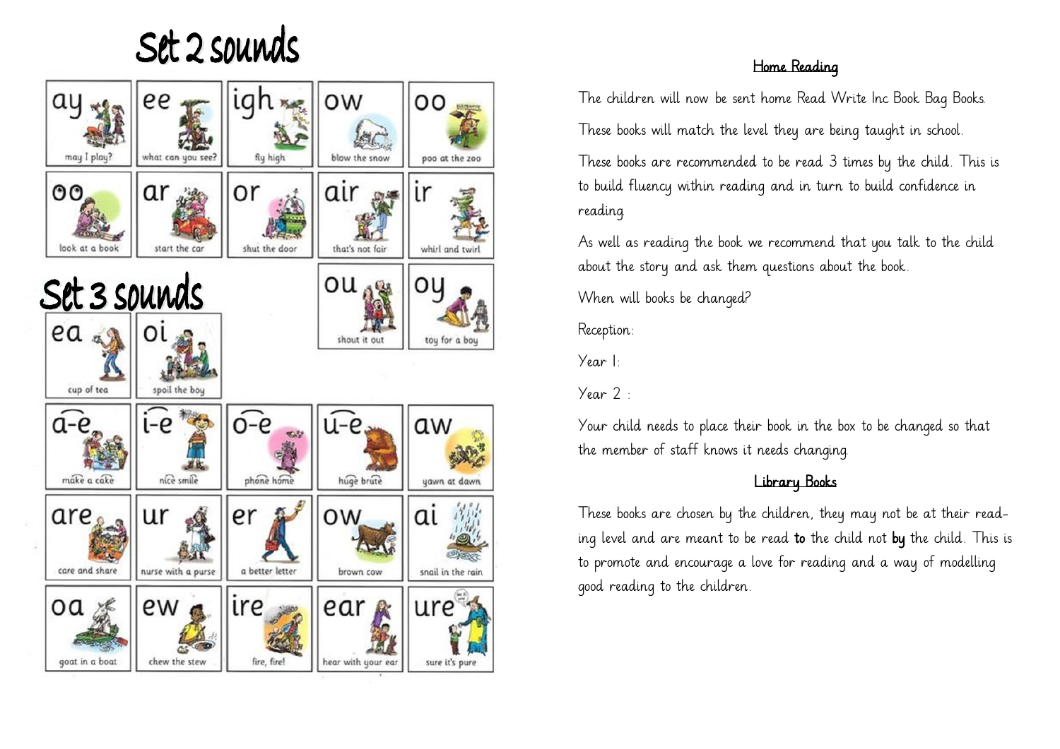# Set 2 sounds

| | | | | |
|---|---|---|---|---|
| ay – may I play? | ee – what can you see? | igh – fly high | ow – blow the snow | oo – poo at the zoo |
| oo – look at a book | ar – start the car | or – shut the door | air – that's not fair | ir – whirl and twirl |
| | | | ou – shout it out | oy – toy for a boy |

# Set 3 sounds

| | | | | |
|---|---|---|---|---|
| ea – cup of tea | oi – spoil the boy | | | |
| a-e – make a cake | i-e – nice smile | o-e – phone home | u-e – huge brute | aw – yawn at dawn |
| are – care and share | ur – nurse with a purse | er – a better letter | ow – brown cow | ai – snail in the rain |
| oa – goat in a boat | ew – chew the stew | ire – fire, fire! | ear – hear with your ear | ure – sure it's pure |

## Home Reading

The children will now be sent home Read Write Inc Book Bag Books.

These books will match the level they are being taught in school.

These books are recommended to be read 3 times by the child. This is to build fluency within reading and in turn to build confidence in reading.

As well as reading the book we recommend that you talk to the child about the story and ask them questions about the book.

When will books be changed?

Reception:

Year 1:

Year 2 :

Your child needs to place their book in the box to be changed so that the member of staff knows it needs changing.

## Library Books

These books are chosen by the children, they may not be at their reading level and are meant to be read **to** the child not **by** the child. This is to promote and encourage a love for reading and a way of modelling good reading to the children.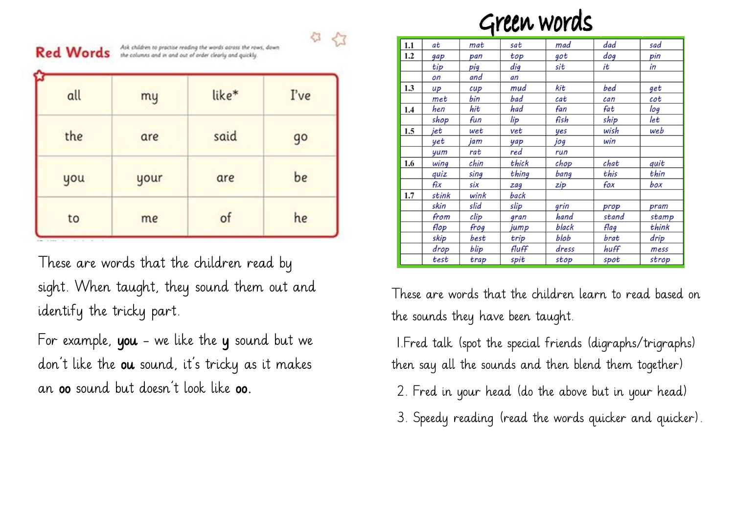## Red Words

Ask children to practise reading the words across the rows, down the columns and in and out of order clearly and quickly.

| | | | |
|---|---|---|---|
| all | my | like* | I've |
| the | are | said | go |
| you | your | are | be |
| to | me | of | he |

These are words that the children read by sight. When taught, they sound them out and identify the tricky part.

For example, **you** – we like the **y** sound but we don't like the **ou** sound, it's tricky as it makes an **oo** sound but doesn't look like **oo**.

## Green words

| | | | | | | |
|---|---|---|---|---|---|---|
| **1.1** | at | mat | sat | mad | dad | sad |
| **1.2** | gap | pan | top | got | dog | pin |
| | tip | pig | dig | sit | it | in |
| | on | and | an | | | |
| **1.3** | up | cup | mud | kit | bed | get |
| | met | bin | bad | cat | can | cot |
| **1.4** | hen | hit | had | fan | fat | log |
| | shop | fun | lip | fish | ship | let |
| **1.5** | jet | wet | vet | yes | wish | web |
| | yet | jam | yap | jog | win | |
| | yum | rat | red | run | | |
| **1.6** | wing | chin | thick | chop | chat | quit |
| | quiz | sing | thing | bang | this | thin |
| | fix | six | zag | zip | fox | box |
| **1.7** | stink | wink | back | | | |
| | skin | slid | slip | grin | prop | pram |
| | from | clip | gran | hand | stand | stamp |
| | flop | frog | jump | black | flag | think |
| | skip | best | trip | blob | brat | drip |
| | drop | blip | fluff | dress | huff | mess |
| | test | trap | spit | stop | spot | strop |

These are words that the children learn to read based on the sounds they have been taught.

1. Fred talk (spot the special friends (digraphs/trigraphs) then say all the sounds and then blend them together)
2. Fred in your head (do the above but in your head)
3. Speedy reading (read the words quicker and quicker).